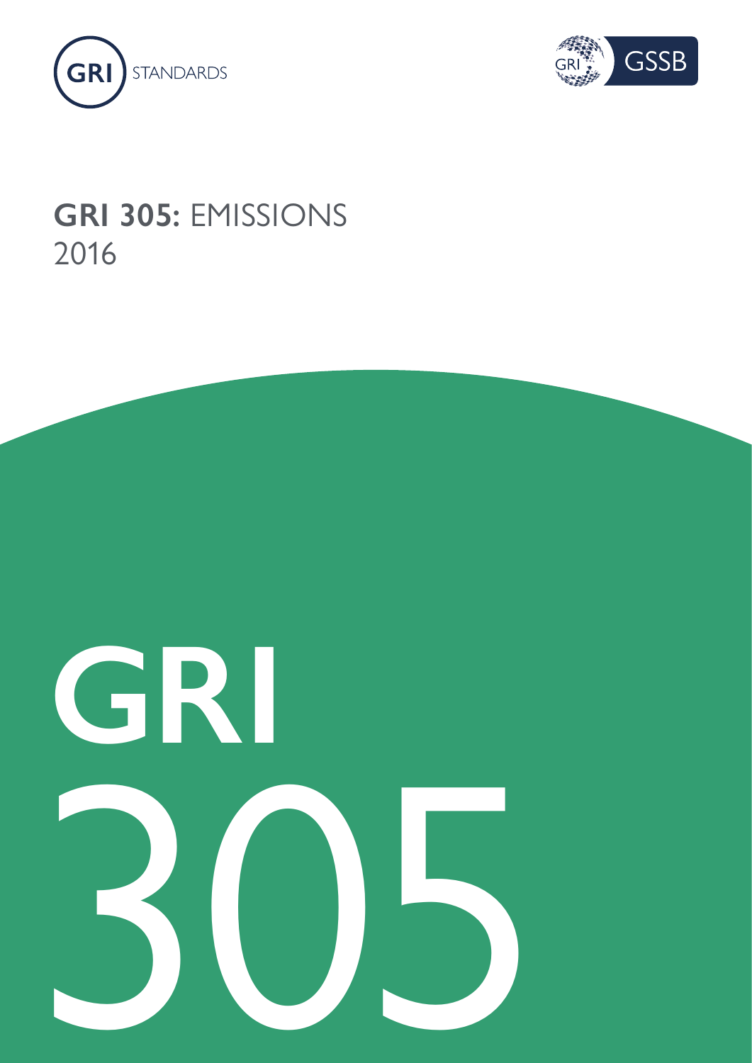GRI STANDARDS

GRI GSSB

# GRI 305: EMISSIONS
2016

GRI
305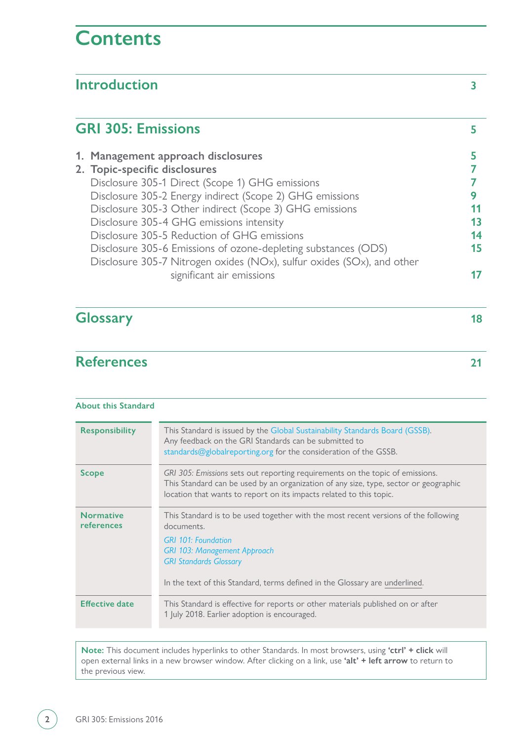# Contents

## Introduction 3

## GRI 305: Emissions 5

**1. Management approach disclosures** **5**

**2. Topic-specific disclosures** **7**

Disclosure 305-1 Direct (Scope 1) GHG emissions **7**

Disclosure 305-2 Energy indirect (Scope 2) GHG emissions **9**

Disclosure 305-3 Other indirect (Scope 3) GHG emissions **11**

Disclosure 305-4 GHG emissions intensity **13**

Disclosure 305-5 Reduction of GHG emissions **14**

Disclosure 305-6 Emissions of ozone-depleting substances (ODS) **15**

Disclosure 305-7 Nitrogen oxides (NOx), sulfur oxides (SOx), and other significant air emissions **17**

## Glossary 18

## References 21

**About this Standard**

| | |
|---|---|
| **Responsibility** | This Standard is issued by the Global Sustainability Standards Board (GSSB). Any feedback on the GRI Standards can be submitted to standards@globalreporting.org for the consideration of the GSSB. |
| **Scope** | *GRI 305: Emissions* sets out reporting requirements on the topic of emissions. This Standard can be used by an organization of any size, type, sector or geographic location that wants to report on its impacts related to this topic. |
| **Normative references** | This Standard is to be used together with the most recent versions of the following documents.<br>*GRI 101: Foundation*<br>*GRI 103: Management Approach*<br>*GRI Standards Glossary*<br><br>In the text of this Standard, terms defined in the Glossary are underlined. |
| **Effective date** | This Standard is effective for reports or other materials published on or after 1 July 2018. Earlier adoption is encouraged. |

**Note:** This document includes hyperlinks to other Standards. In most browsers, using **'ctrl' + click** will open external links in a new browser window. After clicking on a link, use **'alt' + left arrow** to return to the previous view.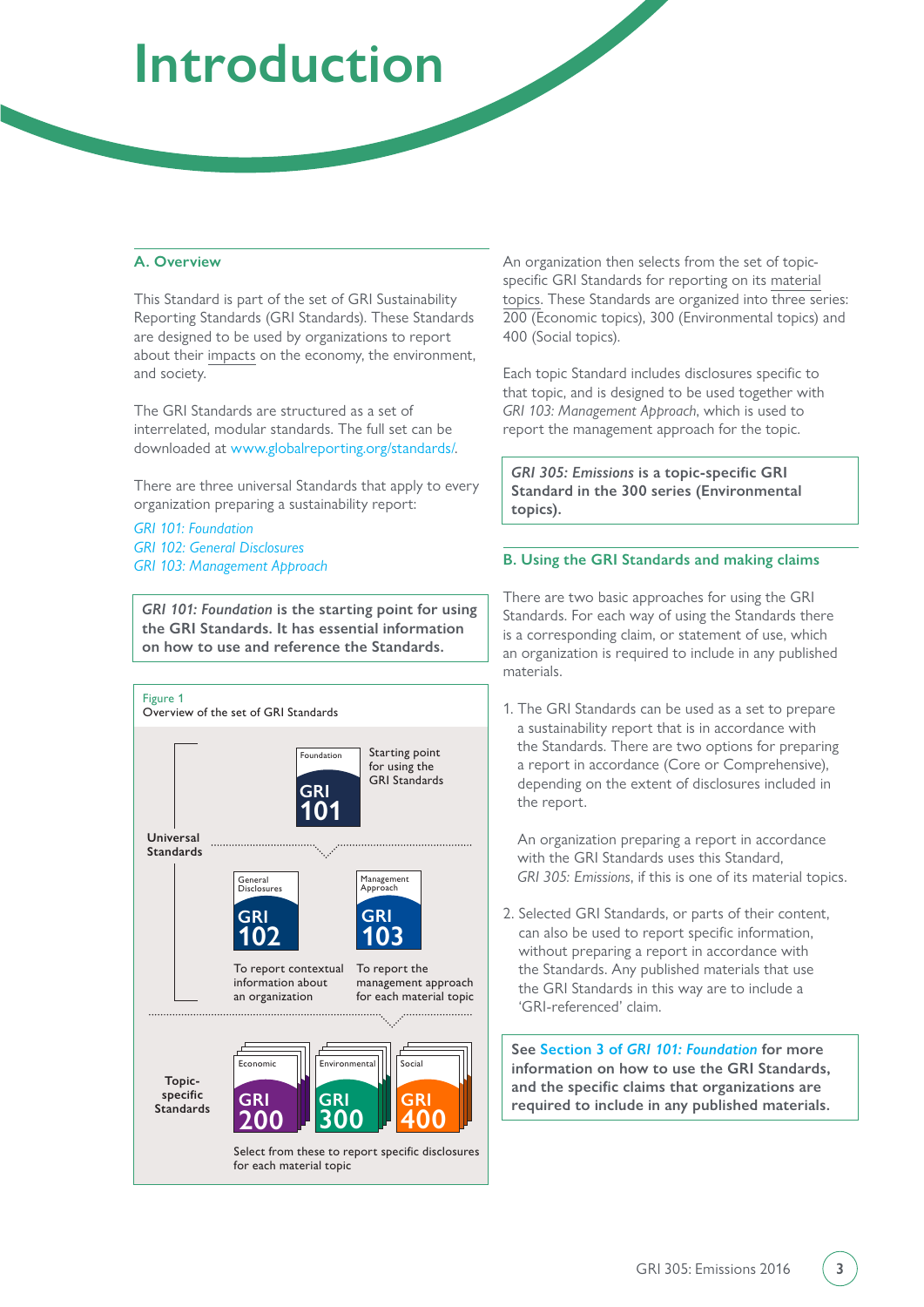# Introduction

## A. Overview

This Standard is part of the set of GRI Sustainability Reporting Standards (GRI Standards). These Standards are designed to be used by organizations to report about their impacts on the economy, the environment, and society.

The GRI Standards are structured as a set of interrelated, modular standards. The full set can be downloaded at www.globalreporting.org/standards/.

There are three universal Standards that apply to every organization preparing a sustainability report:

*GRI 101: Foundation*
*GRI 102: General Disclosures*
*GRI 103: Management Approach*

> ***GRI 101: Foundation* is the starting point for using the GRI Standards. It has essential information on how to use and reference the Standards.**

Figure 1
Overview of the set of GRI Standards

Universal Standards

- Foundation — GRI 101 — Starting point for using the GRI Standards
- General Disclosures — GRI 102 — To report contextual information about an organization
- Management Approach — GRI 103 — To report the management approach for each material topic

Topic-specific Standards

- Economic — GRI 200
- Environmental — GRI 300
- Social — GRI 400

Select from these to report specific disclosures for each material topic

An organization then selects from the set of topic-specific GRI Standards for reporting on its material topics. These Standards are organized into three series: 200 (Economic topics), 300 (Environmental topics) and 400 (Social topics).

Each topic Standard includes disclosures specific to that topic, and is designed to be used together with *GRI 103: Management Approach*, which is used to report the management approach for the topic.

> ***GRI 305: Emissions* is a topic-specific GRI Standard in the 300 series (Environmental topics).**

## B. Using the GRI Standards and making claims

There are two basic approaches for using the GRI Standards. For each way of using the Standards there is a corresponding claim, or statement of use, which an organization is required to include in any published materials.

1. The GRI Standards can be used as a set to prepare a sustainability report that is in accordance with the Standards. There are two options for preparing a report in accordance (Core or Comprehensive), depending on the extent of disclosures included in the report.

   An organization preparing a report in accordance with the GRI Standards uses this Standard, *GRI 305: Emissions*, if this is one of its material topics.

2. Selected GRI Standards, or parts of their content, can also be used to report specific information, without preparing a report in accordance with the Standards. Any published materials that use the GRI Standards in this way are to include a 'GRI-referenced' claim.

> **See Section 3 of *GRI 101: Foundation* for more information on how to use the GRI Standards, and the specific claims that organizations are required to include in any published materials.**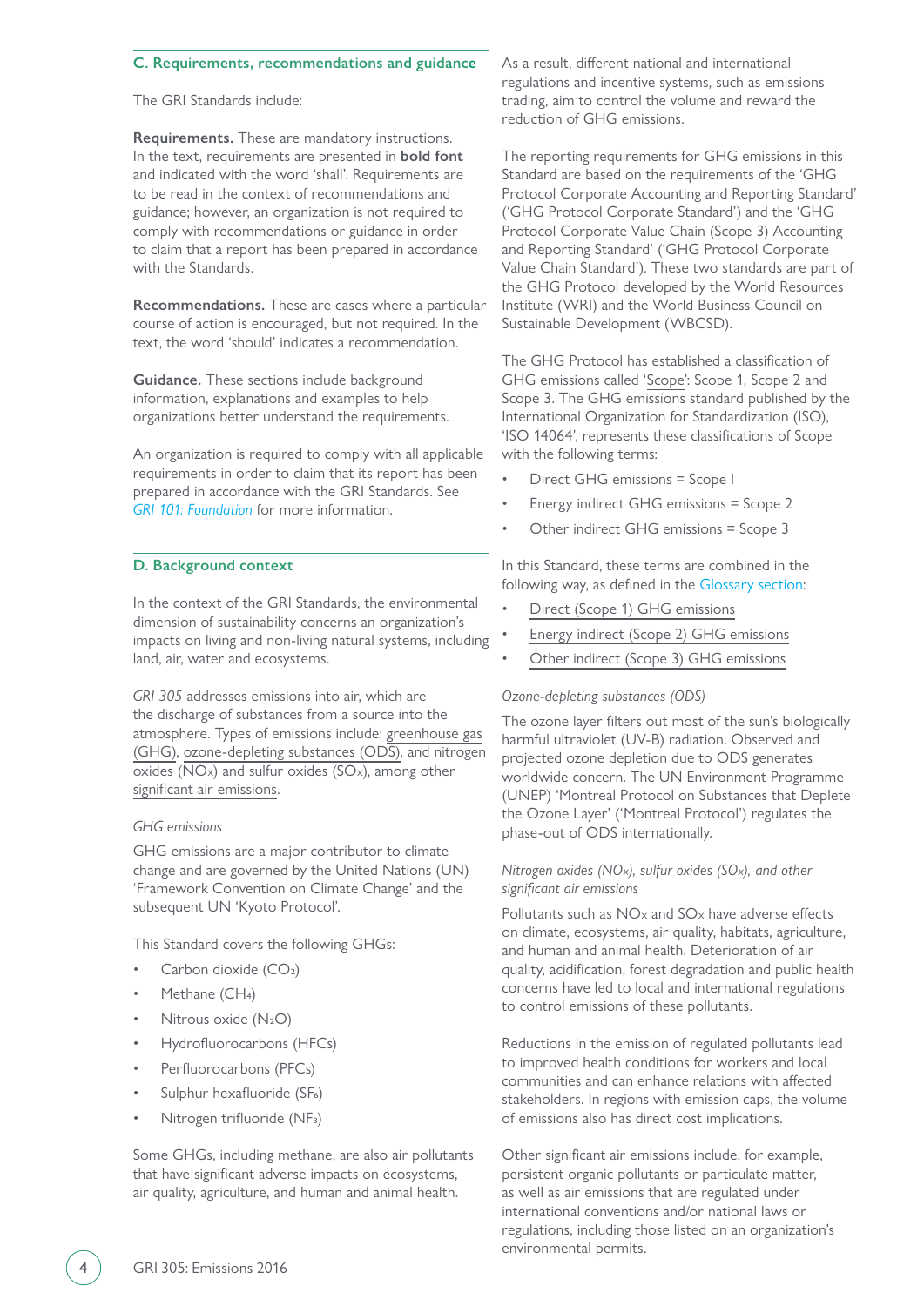## C. Requirements, recommendations and guidance

The GRI Standards include:

**Requirements.** These are mandatory instructions. In the text, requirements are presented in **bold font** and indicated with the word 'shall'. Requirements are to be read in the context of recommendations and guidance; however, an organization is not required to comply with recommendations or guidance in order to claim that a report has been prepared in accordance with the Standards.

**Recommendations.** These are cases where a particular course of action is encouraged, but not required. In the text, the word 'should' indicates a recommendation.

**Guidance.** These sections include background information, explanations and examples to help organizations better understand the requirements.

An organization is required to comply with all applicable requirements in order to claim that its report has been prepared in accordance with the GRI Standards. See *GRI 101: Foundation* for more information.

## D. Background context

In the context of the GRI Standards, the environmental dimension of sustainability concerns an organization's impacts on living and non-living natural systems, including land, air, water and ecosystems.

*GRI 305* addresses emissions into air, which are the discharge of substances from a source into the atmosphere. Types of emissions include: greenhouse gas (GHG), ozone-depleting substances (ODS), and nitrogen oxides ($NO_X$) and sulfur oxides ($SO_X$), among other significant air emissions.

*GHG emissions*

GHG emissions are a major contributor to climate change and are governed by the United Nations (UN) 'Framework Convention on Climate Change' and the subsequent UN 'Kyoto Protocol'.

This Standard covers the following GHGs:

- Carbon dioxide ($CO_2$)
- Methane ($CH_4$)
- Nitrous oxide ($N_2O$)
- Hydrofluorocarbons (HFCs)
- Perfluorocarbons (PFCs)
- Sulphur hexafluoride ($SF_6$)
- Nitrogen trifluoride ($NF_3$)

Some GHGs, including methane, are also air pollutants that have significant adverse impacts on ecosystems, air quality, agriculture, and human and animal health.

As a result, different national and international regulations and incentive systems, such as emissions trading, aim to control the volume and reward the reduction of GHG emissions.

The reporting requirements for GHG emissions in this Standard are based on the requirements of the 'GHG Protocol Corporate Accounting and Reporting Standard' ('GHG Protocol Corporate Standard') and the 'GHG Protocol Corporate Value Chain (Scope 3) Accounting and Reporting Standard' ('GHG Protocol Corporate Value Chain Standard'). These two standards are part of the GHG Protocol developed by the World Resources Institute (WRI) and the World Business Council on Sustainable Development (WBCSD).

The GHG Protocol has established a classification of GHG emissions called 'Scope': Scope 1, Scope 2 and Scope 3. The GHG emissions standard published by the International Organization for Standardization (ISO), 'ISO 14064', represents these classifications of Scope with the following terms:

- Direct GHG emissions = Scope I
- Energy indirect GHG emissions = Scope 2
- Other indirect GHG emissions = Scope 3

In this Standard, these terms are combined in the following way, as defined in the Glossary section:

- Direct (Scope 1) GHG emissions
- Energy indirect (Scope 2) GHG emissions
- Other indirect (Scope 3) GHG emissions

*Ozone-depleting substances (ODS)*

The ozone layer filters out most of the sun's biologically harmful ultraviolet (UV-B) radiation. Observed and projected ozone depletion due to ODS generates worldwide concern. The UN Environment Programme (UNEP) 'Montreal Protocol on Substances that Deplete the Ozone Layer' ('Montreal Protocol') regulates the phase-out of ODS internationally.

*Nitrogen oxides ($NO_X$), sulfur oxides ($SO_X$), and other significant air emissions*

Pollutants such as $NO_X$ and $SO_X$ have adverse effects on climate, ecosystems, air quality, habitats, agriculture, and human and animal health. Deterioration of air quality, acidification, forest degradation and public health concerns have led to local and international regulations to control emissions of these pollutants.

Reductions in the emission of regulated pollutants lead to improved health conditions for workers and local communities and can enhance relations with affected stakeholders. In regions with emission caps, the volume of emissions also has direct cost implications.

Other significant air emissions include, for example, persistent organic pollutants or particulate matter, as well as air emissions that are regulated under international conventions and/or national laws or regulations, including those listed on an organization's environmental permits.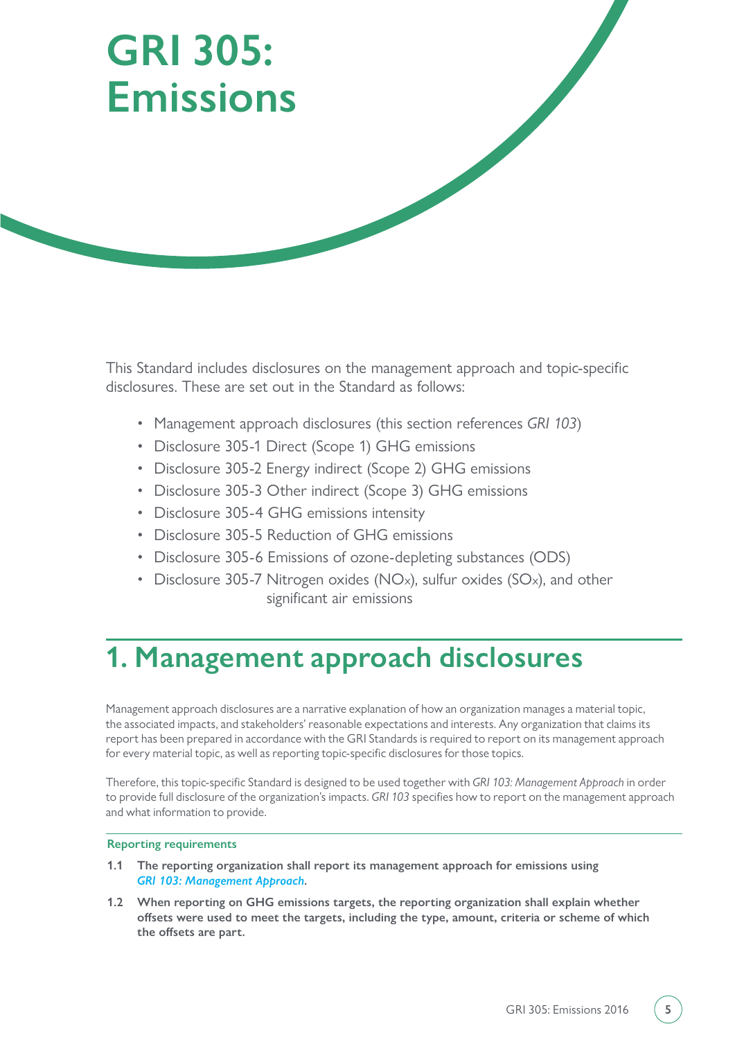# GRI 305: Emissions

This Standard includes disclosures on the management approach and topic-specific disclosures. These are set out in the Standard as follows:

- Management approach disclosures (this section references *GRI 103*)
- Disclosure 305-1 Direct (Scope 1) GHG emissions
- Disclosure 305-2 Energy indirect (Scope 2) GHG emissions
- Disclosure 305-3 Other indirect (Scope 3) GHG emissions
- Disclosure 305-4 GHG emissions intensity
- Disclosure 305-5 Reduction of GHG emissions
- Disclosure 305-6 Emissions of ozone-depleting substances (ODS)
- Disclosure 305-7 Nitrogen oxides ($NO_X$), sulfur oxides ($SO_X$), and other significant air emissions

## 1. Management approach disclosures

Management approach disclosures are a narrative explanation of how an organization manages a material topic, the associated impacts, and stakeholders' reasonable expectations and interests. Any organization that claims its report has been prepared in accordance with the GRI Standards is required to report on its management approach for every material topic, as well as reporting topic-specific disclosures for those topics.

Therefore, this topic-specific Standard is designed to be used together with *GRI 103: Management Approach* in order to provide full disclosure of the organization's impacts. *GRI 103* specifies how to report on the management approach and what information to provide.

**Reporting requirements**

**1.1 The reporting organization shall report its management approach for emissions using *GRI 103: Management Approach*.**

**1.2 When reporting on GHG emissions targets, the reporting organization shall explain whether offsets were used to meet the targets, including the type, amount, criteria or scheme of which the offsets are part.**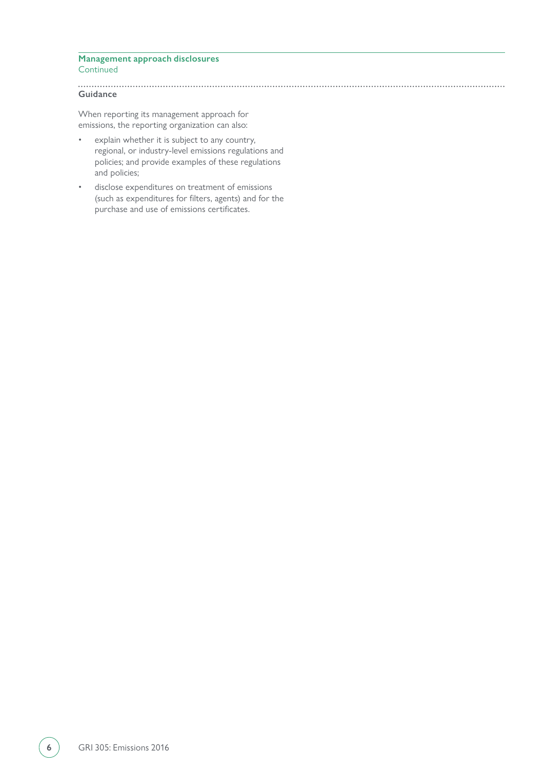## Management approach disclosures
Continued

### Guidance

When reporting its management approach for emissions, the reporting organization can also:

- explain whether it is subject to any country, regional, or industry-level emissions regulations and policies; and provide examples of these regulations and policies;
- disclose expenditures on treatment of emissions (such as expenditures for filters, agents) and for the purchase and use of emissions certificates.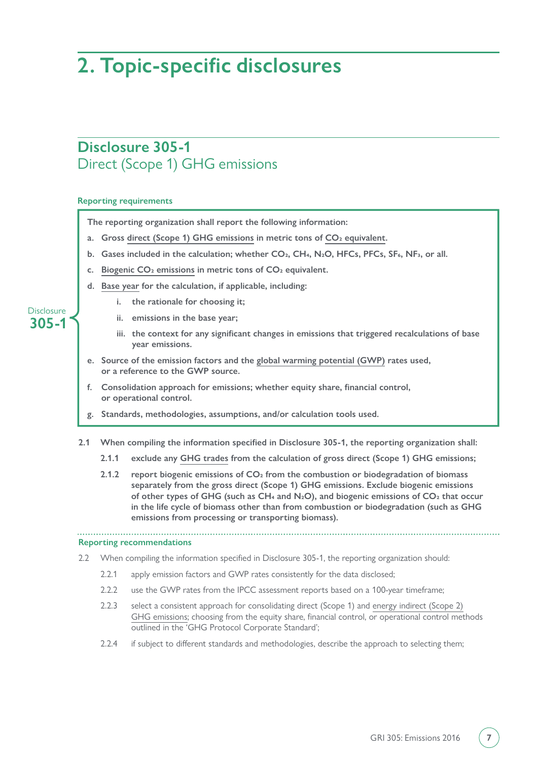# 2. Topic-specific disclosures

## Disclosure 305-1
## Direct (Scope 1) GHG emissions

### Reporting requirements

Disclosure 305-1

**The reporting organization shall report the following information:**

**a. Gross direct (Scope 1) GHG emissions in metric tons of $CO_2$ equivalent.**

**b. Gases included in the calculation; whether $CO_2$, $CH_4$, $N_2O$, HFCs, PFCs, $SF_6$, $NF_3$, or all.**

**c. Biogenic $CO_2$ emissions in metric tons of $CO_2$ equivalent.**

**d. Base year for the calculation, if applicable, including:**

   **i. the rationale for choosing it;**

   **ii. emissions in the base year;**

   **iii. the context for any significant changes in emissions that triggered recalculations of base year emissions.**

**e. Source of the emission factors and the global warming potential (GWP) rates used, or a reference to the GWP source.**

**f. Consolidation approach for emissions; whether equity share, financial control, or operational control.**

**g. Standards, methodologies, assumptions, and/or calculation tools used.**

**2.1 When compiling the information specified in Disclosure 305-1, the reporting organization shall:**

**2.1.1 exclude any GHG trades from the calculation of gross direct (Scope 1) GHG emissions;**

**2.1.2 report biogenic emissions of $CO_2$ from the combustion or biodegradation of biomass separately from the gross direct (Scope 1) GHG emissions. Exclude biogenic emissions of other types of GHG (such as $CH_4$ and $N_2O$), and biogenic emissions of $CO_2$ that occur in the life cycle of biomass other than from combustion or biodegradation (such as GHG emissions from processing or transporting biomass).**

### Reporting recommendations

2.2 When compiling the information specified in Disclosure 305-1, the reporting organization should:

2.2.1 apply emission factors and GWP rates consistently for the data disclosed;

2.2.2 use the GWP rates from the IPCC assessment reports based on a 100-year timeframe;

2.2.3 select a consistent approach for consolidating direct (Scope 1) and energy indirect (Scope 2) GHG emissions; choosing from the equity share, financial control, or operational control methods outlined in the 'GHG Protocol Corporate Standard';

2.2.4 if subject to different standards and methodologies, describe the approach to selecting them;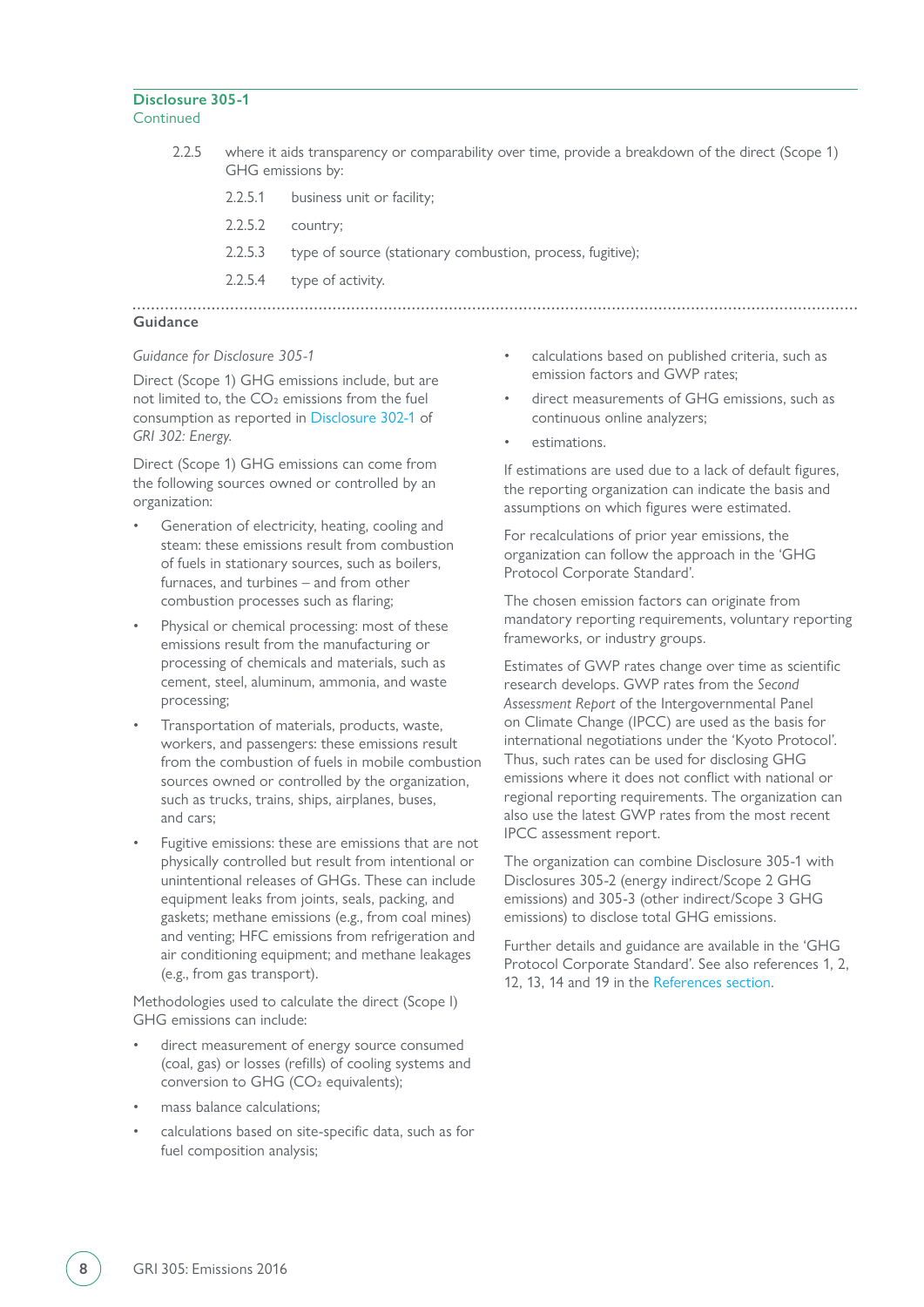**Disclosure 305-1**
Continued

2.2.5 where it aids transparency or comparability over time, provide a breakdown of the direct (Scope 1) GHG emissions by:

- 2.2.5.1 business unit or facility;
- 2.2.5.2 country;
- 2.2.5.3 type of source (stationary combustion, process, fugitive);
- 2.2.5.4 type of activity.

## Guidance

*Guidance for Disclosure 305-1*

Direct (Scope 1) GHG emissions include, but are not limited to, the $CO_2$ emissions from the fuel consumption as reported in Disclosure 302-1 of *GRI 302: Energy.*

Direct (Scope 1) GHG emissions can come from the following sources owned or controlled by an organization:

- Generation of electricity, heating, cooling and steam: these emissions result from combustion of fuels in stationary sources, such as boilers, furnaces, and turbines – and from other combustion processes such as flaring;
- Physical or chemical processing: most of these emissions result from the manufacturing or processing of chemicals and materials, such as cement, steel, aluminum, ammonia, and waste processing;
- Transportation of materials, products, waste, workers, and passengers: these emissions result from the combustion of fuels in mobile combustion sources owned or controlled by the organization, such as trucks, trains, ships, airplanes, buses, and cars;
- Fugitive emissions: these are emissions that are not physically controlled but result from intentional or unintentional releases of GHGs. These can include equipment leaks from joints, seals, packing, and gaskets; methane emissions (e.g., from coal mines) and venting; HFC emissions from refrigeration and air conditioning equipment; and methane leakages (e.g., from gas transport).

Methodologies used to calculate the direct (Scope I) GHG emissions can include:

- direct measurement of energy source consumed (coal, gas) or losses (refills) of cooling systems and conversion to GHG ($CO_2$ equivalents);
- mass balance calculations;
- calculations based on site-specific data, such as for fuel composition analysis;
- calculations based on published criteria, such as emission factors and GWP rates;
- direct measurements of GHG emissions, such as continuous online analyzers;
- estimations.

If estimations are used due to a lack of default figures, the reporting organization can indicate the basis and assumptions on which figures were estimated.

For recalculations of prior year emissions, the organization can follow the approach in the 'GHG Protocol Corporate Standard'.

The chosen emission factors can originate from mandatory reporting requirements, voluntary reporting frameworks, or industry groups.

Estimates of GWP rates change over time as scientific research develops. GWP rates from the *Second Assessment Report* of the Intergovernmental Panel on Climate Change (IPCC) are used as the basis for international negotiations under the 'Kyoto Protocol'. Thus, such rates can be used for disclosing GHG emissions where it does not conflict with national or regional reporting requirements. The organization can also use the latest GWP rates from the most recent IPCC assessment report.

The organization can combine Disclosure 305-1 with Disclosures 305-2 (energy indirect/Scope 2 GHG emissions) and 305-3 (other indirect/Scope 3 GHG emissions) to disclose total GHG emissions.

Further details and guidance are available in the 'GHG Protocol Corporate Standard'. See also references 1, 2, 12, 13, 14 and 19 in the References section.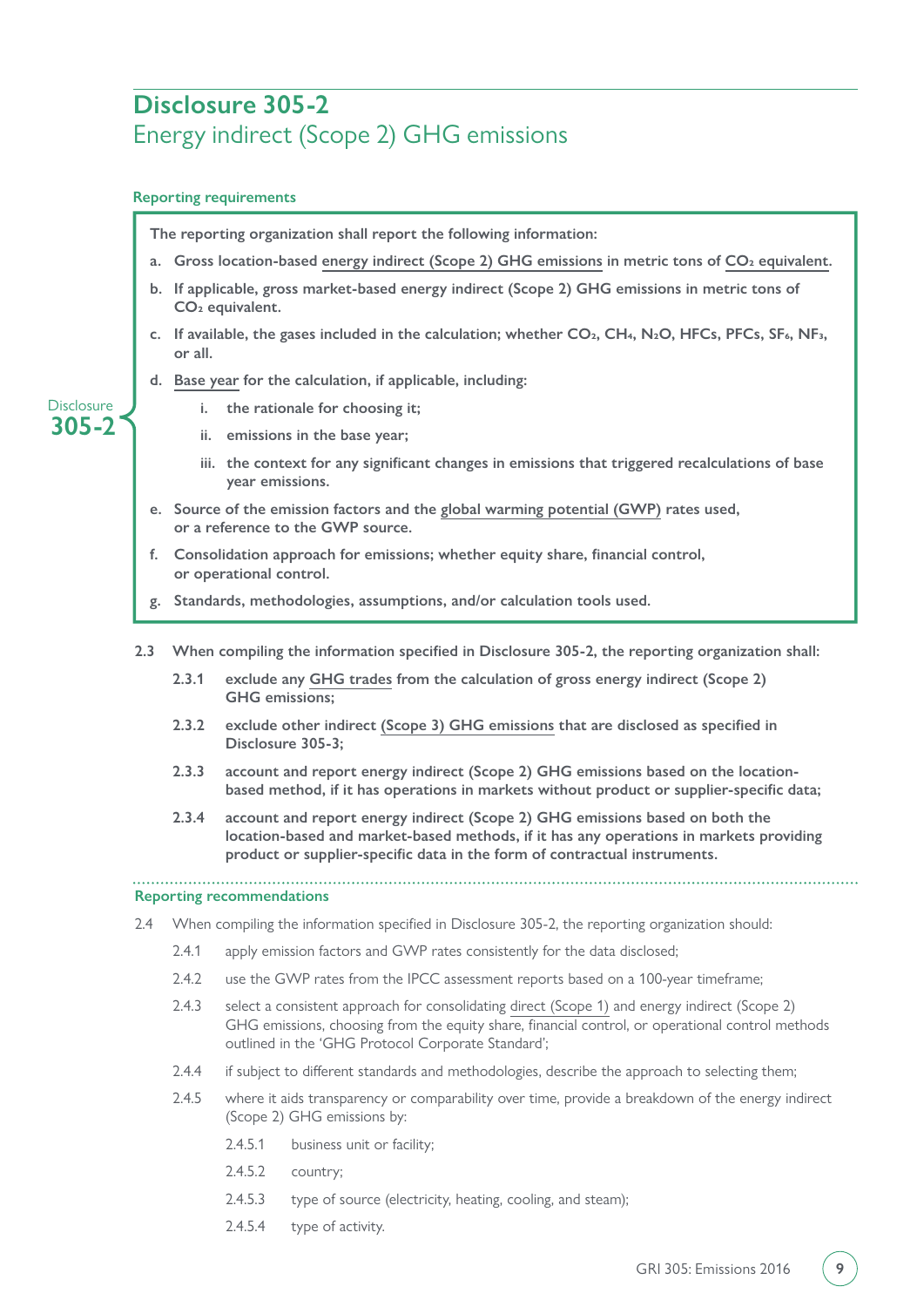## Disclosure 305-2
### Energy indirect (Scope 2) GHG emissions

#### Reporting requirements

Disclosure 305-2

**The reporting organization shall report the following information:**

**a. Gross location-based energy indirect (Scope 2) GHG emissions in metric tons of $CO_2$ equivalent.**

**b. If applicable, gross market-based energy indirect (Scope 2) GHG emissions in metric tons of $CO_2$ equivalent.**

**c. If available, the gases included in the calculation; whether $CO_2$, $CH_4$, $N_2O$, HFCs, PFCs, $SF_6$, $NF_3$, or all.**

**d. Base year for the calculation, if applicable, including:**

**i. the rationale for choosing it;**

**ii. emissions in the base year;**

**iii. the context for any significant changes in emissions that triggered recalculations of base year emissions.**

**e. Source of the emission factors and the global warming potential (GWP) rates used, or a reference to the GWP source.**

**f. Consolidation approach for emissions; whether equity share, financial control, or operational control.**

**g. Standards, methodologies, assumptions, and/or calculation tools used.**

**2.3 When compiling the information specified in Disclosure 305-2, the reporting organization shall:**

**2.3.1 exclude any GHG trades from the calculation of gross energy indirect (Scope 2) GHG emissions;**

**2.3.2 exclude other indirect (Scope 3) GHG emissions that are disclosed as specified in Disclosure 305-3;**

**2.3.3 account and report energy indirect (Scope 2) GHG emissions based on the location-based method, if it has operations in markets without product or supplier-specific data;**

**2.3.4 account and report energy indirect (Scope 2) GHG emissions based on both the location-based and market-based methods, if it has any operations in markets providing product or supplier-specific data in the form of contractual instruments.**

#### Reporting recommendations

2.4 When compiling the information specified in Disclosure 305-2, the reporting organization should:

2.4.1 apply emission factors and GWP rates consistently for the data disclosed;

2.4.2 use the GWP rates from the IPCC assessment reports based on a 100-year timeframe;

2.4.3 select a consistent approach for consolidating direct (Scope 1) and energy indirect (Scope 2) GHG emissions, choosing from the equity share, financial control, or operational control methods outlined in the 'GHG Protocol Corporate Standard';

2.4.4 if subject to different standards and methodologies, describe the approach to selecting them;

2.4.5 where it aids transparency or comparability over time, provide a breakdown of the energy indirect (Scope 2) GHG emissions by:

2.4.5.1 business unit or facility;

2.4.5.2 country;

2.4.5.3 type of source (electricity, heating, cooling, and steam);

2.4.5.4 type of activity.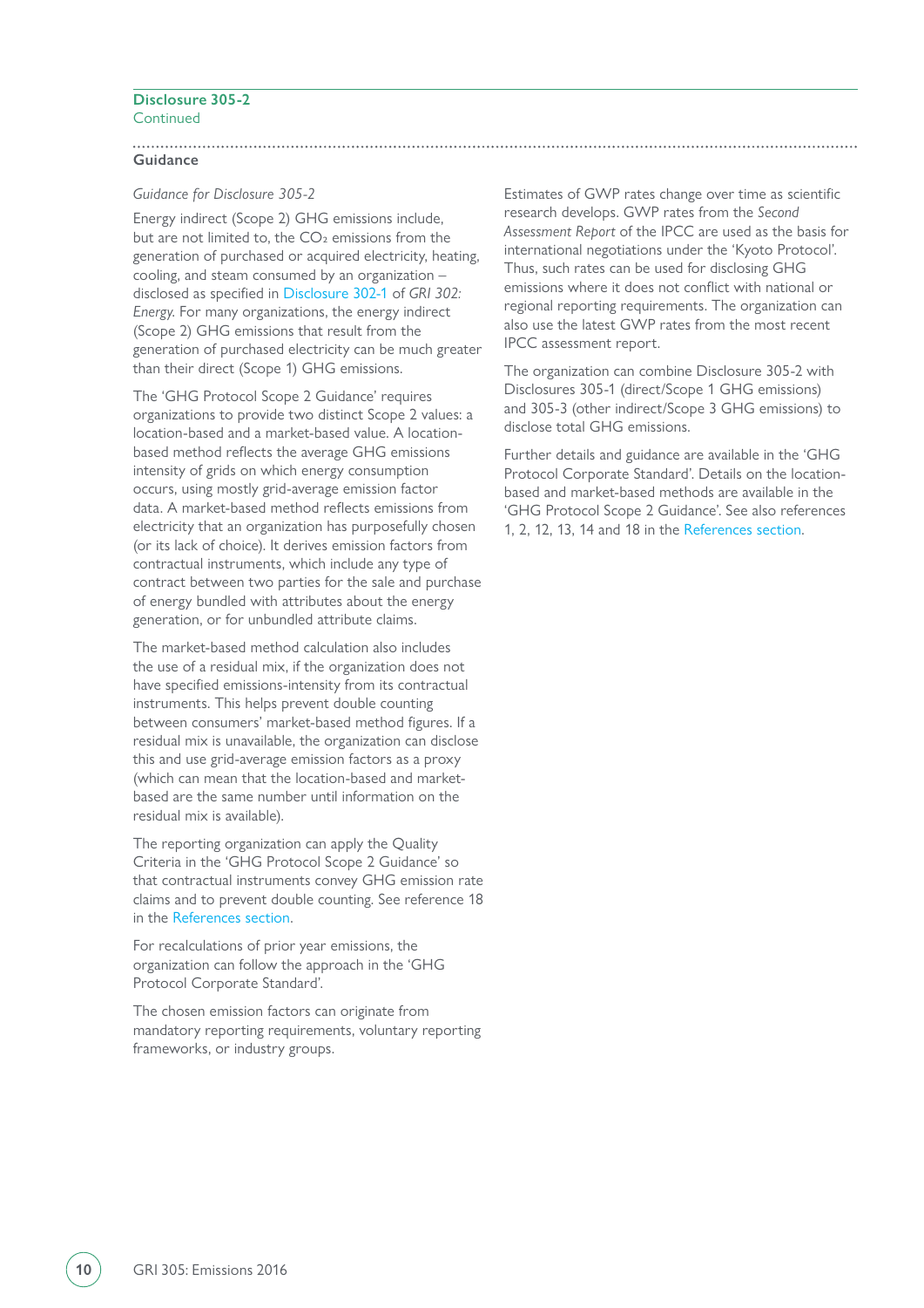## Disclosure 305-2

Continued

### Guidance

*Guidance for Disclosure 305-2*

Energy indirect (Scope 2) GHG emissions include, but are not limited to, the $CO_2$ emissions from the generation of purchased or acquired electricity, heating, cooling, and steam consumed by an organization – disclosed as specified in Disclosure 302-1 of *GRI 302: Energy.* For many organizations, the energy indirect (Scope 2) GHG emissions that result from the generation of purchased electricity can be much greater than their direct (Scope 1) GHG emissions.

The 'GHG Protocol Scope 2 Guidance' requires organizations to provide two distinct Scope 2 values: a location-based and a market-based value. A location-based method reflects the average GHG emissions intensity of grids on which energy consumption occurs, using mostly grid-average emission factor data. A market-based method reflects emissions from electricity that an organization has purposefully chosen (or its lack of choice). It derives emission factors from contractual instruments, which include any type of contract between two parties for the sale and purchase of energy bundled with attributes about the energy generation, or for unbundled attribute claims.

The market-based method calculation also includes the use of a residual mix, if the organization does not have specified emissions-intensity from its contractual instruments. This helps prevent double counting between consumers' market-based method figures. If a residual mix is unavailable, the organization can disclose this and use grid-average emission factors as a proxy (which can mean that the location-based and market-based are the same number until information on the residual mix is available).

The reporting organization can apply the Quality Criteria in the 'GHG Protocol Scope 2 Guidance' so that contractual instruments convey GHG emission rate claims and to prevent double counting. See reference 18 in the References section.

For recalculations of prior year emissions, the organization can follow the approach in the 'GHG Protocol Corporate Standard'.

The chosen emission factors can originate from mandatory reporting requirements, voluntary reporting frameworks, or industry groups.

Estimates of GWP rates change over time as scientific research develops. GWP rates from the *Second Assessment Report* of the IPCC are used as the basis for international negotiations under the 'Kyoto Protocol'. Thus, such rates can be used for disclosing GHG emissions where it does not conflict with national or regional reporting requirements. The organization can also use the latest GWP rates from the most recent IPCC assessment report.

The organization can combine Disclosure 305-2 with Disclosures 305-1 (direct/Scope 1 GHG emissions) and 305-3 (other indirect/Scope 3 GHG emissions) to disclose total GHG emissions.

Further details and guidance are available in the 'GHG Protocol Corporate Standard'. Details on the location-based and market-based methods are available in the 'GHG Protocol Scope 2 Guidance'. See also references 1, 2, 12, 13, 14 and 18 in the References section.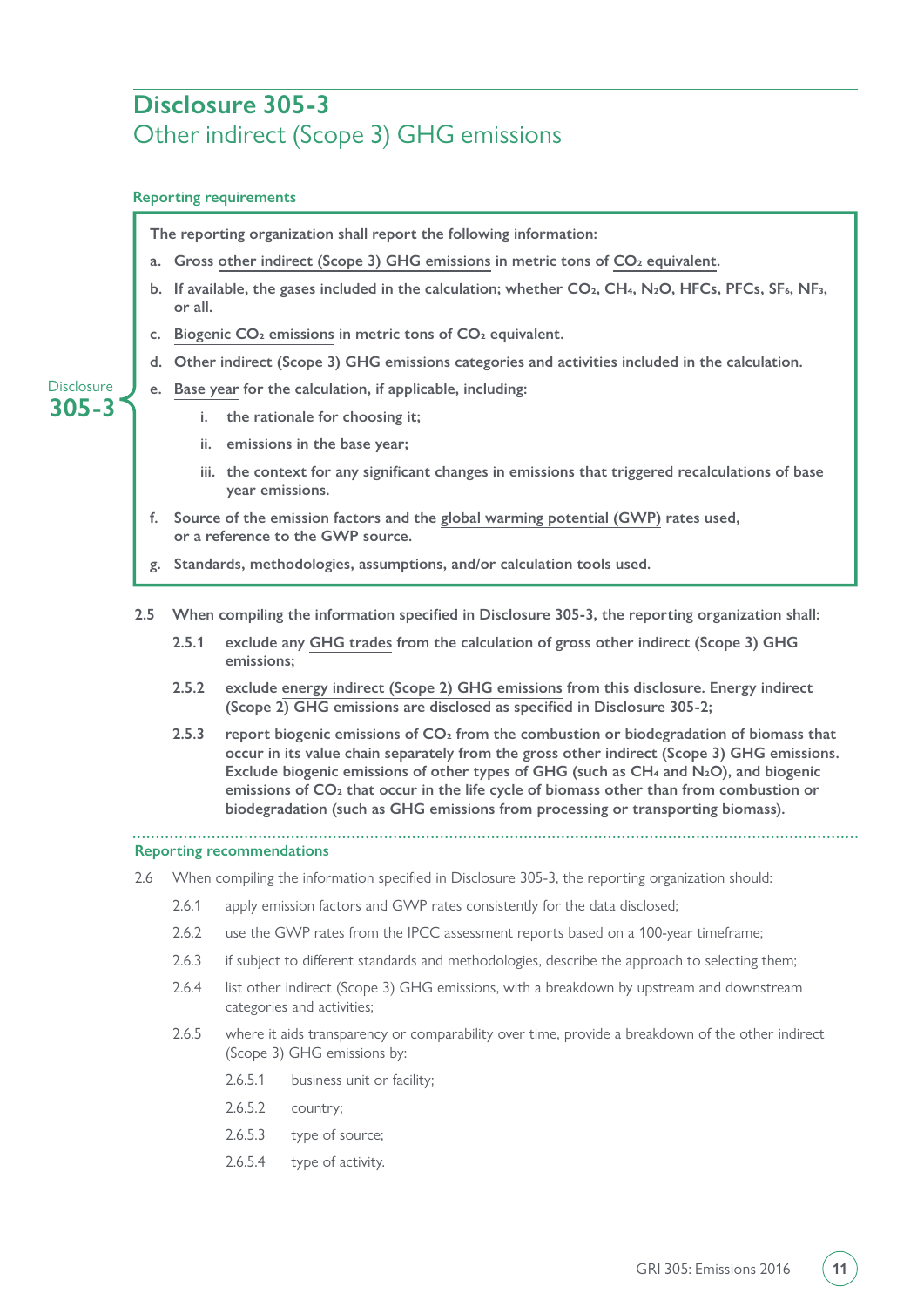## Disclosure 305-3
### Other indirect (Scope 3) GHG emissions

#### Reporting requirements

**The reporting organization shall report the following information:**

**a. Gross other indirect (Scope 3) GHG emissions in metric tons of $CO_2$ equivalent.**

**b. If available, the gases included in the calculation; whether $CO_2$, $CH_4$, $N_2O$, HFCs, PFCs, $SF_6$, $NF_3$, or all.**

**c. Biogenic $CO_2$ emissions in metric tons of $CO_2$ equivalent.**

**d. Other indirect (Scope 3) GHG emissions categories and activities included in the calculation.**

**e. Base year for the calculation, if applicable, including:**

**i. the rationale for choosing it;**

**ii. emissions in the base year;**

**iii. the context for any significant changes in emissions that triggered recalculations of base year emissions.**

**f. Source of the emission factors and the global warming potential (GWP) rates used, or a reference to the GWP source.**

**g. Standards, methodologies, assumptions, and/or calculation tools used.**

**2.5 When compiling the information specified in Disclosure 305-3, the reporting organization shall:**

**2.5.1 exclude any GHG trades from the calculation of gross other indirect (Scope 3) GHG emissions;**

**2.5.2 exclude energy indirect (Scope 2) GHG emissions from this disclosure. Energy indirect (Scope 2) GHG emissions are disclosed as specified in Disclosure 305-2;**

**2.5.3 report biogenic emissions of $CO_2$ from the combustion or biodegradation of biomass that occur in its value chain separately from the gross other indirect (Scope 3) GHG emissions. Exclude biogenic emissions of other types of GHG (such as $CH_4$ and $N_2O$), and biogenic emissions of $CO_2$ that occur in the life cycle of biomass other than from combustion or biodegradation (such as GHG emissions from processing or transporting biomass).**

#### Reporting recommendations

2.6 When compiling the information specified in Disclosure 305-3, the reporting organization should:

2.6.1 apply emission factors and GWP rates consistently for the data disclosed;

2.6.2 use the GWP rates from the IPCC assessment reports based on a 100-year timeframe;

2.6.3 if subject to different standards and methodologies, describe the approach to selecting them;

2.6.4 list other indirect (Scope 3) GHG emissions, with a breakdown by upstream and downstream categories and activities;

2.6.5 where it aids transparency or comparability over time, provide a breakdown of the other indirect (Scope 3) GHG emissions by:

2.6.5.1 business unit or facility;

2.6.5.2 country;

2.6.5.3 type of source;

2.6.5.4 type of activity.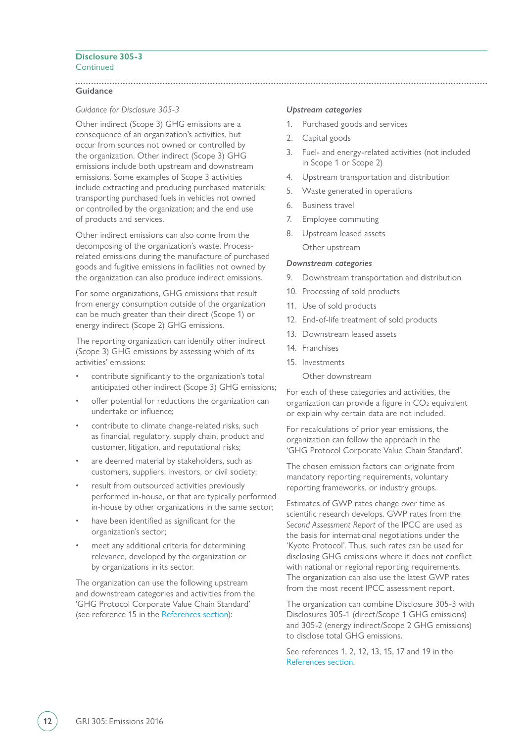**Disclosure 305-3**
Continued

## Guidance

*Guidance for Disclosure 305-3*

Other indirect (Scope 3) GHG emissions are a consequence of an organization's activities, but occur from sources not owned or controlled by the organization. Other indirect (Scope 3) GHG emissions include both upstream and downstream emissions. Some examples of Scope 3 activities include extracting and producing purchased materials; transporting purchased fuels in vehicles not owned or controlled by the organization; and the end use of products and services.

Other indirect emissions can also come from the decomposing of the organization's waste. Process-related emissions during the manufacture of purchased goods and fugitive emissions in facilities not owned by the organization can also produce indirect emissions.

For some organizations, GHG emissions that result from energy consumption outside of the organization can be much greater than their direct (Scope 1) or energy indirect (Scope 2) GHG emissions.

The reporting organization can identify other indirect (Scope 3) GHG emissions by assessing which of its activities' emissions:

- contribute significantly to the organization's total anticipated other indirect (Scope 3) GHG emissions;
- offer potential for reductions the organization can undertake or influence;
- contribute to climate change-related risks, such as financial, regulatory, supply chain, product and customer, litigation, and reputational risks;
- are deemed material by stakeholders, such as customers, suppliers, investors, or civil society;
- result from outsourced activities previously performed in-house, or that are typically performed in-house by other organizations in the same sector;
- have been identified as significant for the organization's sector;
- meet any additional criteria for determining relevance, developed by the organization or by organizations in its sector.

The organization can use the following upstream and downstream categories and activities from the 'GHG Protocol Corporate Value Chain Standard' (see reference 15 in the References section):

***Upstream categories***

1. Purchased goods and services
2. Capital goods
3. Fuel- and energy-related activities (not included in Scope 1 or Scope 2)
4. Upstream transportation and distribution
5. Waste generated in operations
6. Business travel
7. Employee commuting
8. Upstream leased assets

Other upstream

***Downstream categories***

9. Downstream transportation and distribution
10. Processing of sold products
11. Use of sold products
12. End-of-life treatment of sold products
13. Downstream leased assets
14. Franchises
15. Investments

Other downstream

For each of these categories and activities, the organization can provide a figure in $CO_2$ equivalent or explain why certain data are not included.

For recalculations of prior year emissions, the organization can follow the approach in the 'GHG Protocol Corporate Value Chain Standard'.

The chosen emission factors can originate from mandatory reporting requirements, voluntary reporting frameworks, or industry groups.

Estimates of GWP rates change over time as scientific research develops. GWP rates from the *Second Assessment Report* of the IPCC are used as the basis for international negotiations under the 'Kyoto Protocol'. Thus, such rates can be used for disclosing GHG emissions where it does not conflict with national or regional reporting requirements. The organization can also use the latest GWP rates from the most recent IPCC assessment report.

The organization can combine Disclosure 305-3 with Disclosures 305-1 (direct/Scope 1 GHG emissions) and 305-2 (energy indirect/Scope 2 GHG emissions) to disclose total GHG emissions.

See references 1, 2, 12, 13, 15, 17 and 19 in the References section.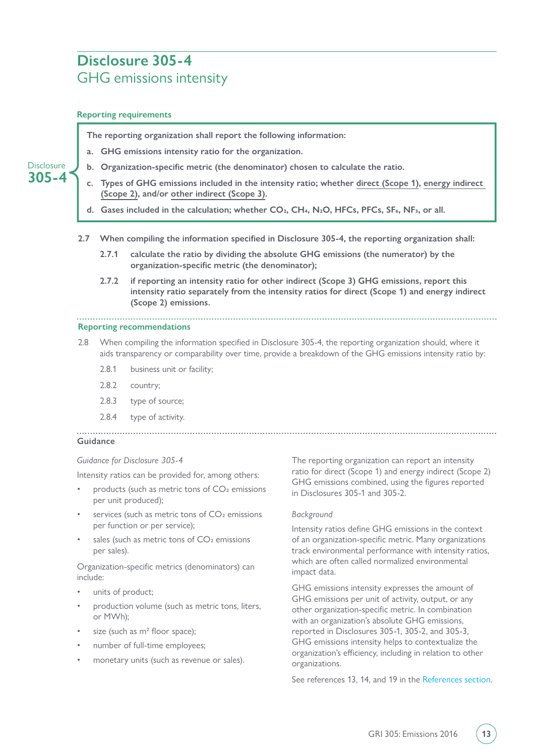# Disclosure 305-4

## GHG emissions intensity

### Reporting requirements

Disclosure **305-4**

**The reporting organization shall report the following information:**

**a. GHG emissions intensity ratio for the organization.**

**b. Organization-specific metric (the denominator) chosen to calculate the ratio.**

**c. Types of GHG emissions included in the intensity ratio; whether direct (Scope 1), energy indirect (Scope 2), and/or other indirect (Scope 3).**

**d. Gases included in the calculation; whether $CO_2$, $CH_4$, $N_2O$, HFCs, PFCs, $SF_6$, $NF_3$, or all.**

**2.7 When compiling the information specified in Disclosure 305-4, the reporting organization shall:**

**2.7.1 calculate the ratio by dividing the absolute GHG emissions (the numerator) by the organization-specific metric (the denominator);**

**2.7.2 if reporting an intensity ratio for other indirect (Scope 3) GHG emissions, report this intensity ratio separately from the intensity ratios for direct (Scope 1) and energy indirect (Scope 2) emissions.**

### Reporting recommendations

2.8 When compiling the information specified in Disclosure 305-4, the reporting organization should, where it aids transparency or comparability over time, provide a breakdown of the GHG emissions intensity ratio by:

2.8.1 business unit or facility;

2.8.2 country;

2.8.3 type of source;

2.8.4 type of activity.

### Guidance

*Guidance for Disclosure 305-4*

Intensity ratios can be provided for, among others:

- products (such as metric tons of $CO_2$ emissions per unit produced);
- services (such as metric tons of $CO_2$ emissions per function or per service);
- sales (such as metric tons of $CO_2$ emissions per sales).

Organization-specific metrics (denominators) can include:

- units of product;
- production volume (such as metric tons, liters, or MWh);
- size (such as $m^2$ floor space);
- number of full-time employees;
- monetary units (such as revenue or sales).

The reporting organization can report an intensity ratio for direct (Scope 1) and energy indirect (Scope 2) GHG emissions combined, using the figures reported in Disclosures 305-1 and 305-2.

*Background*

Intensity ratios define GHG emissions in the context of an organization-specific metric. Many organizations track environmental performance with intensity ratios, which are often called normalized environmental impact data.

GHG emissions intensity expresses the amount of GHG emissions per unit of activity, output, or any other organization-specific metric. In combination with an organization's absolute GHG emissions, reported in Disclosures 305-1, 305-2, and 305-3, GHG emissions intensity helps to contextualize the organization's efficiency, including in relation to other organizations.

See references 13, 14, and 19 in the References section.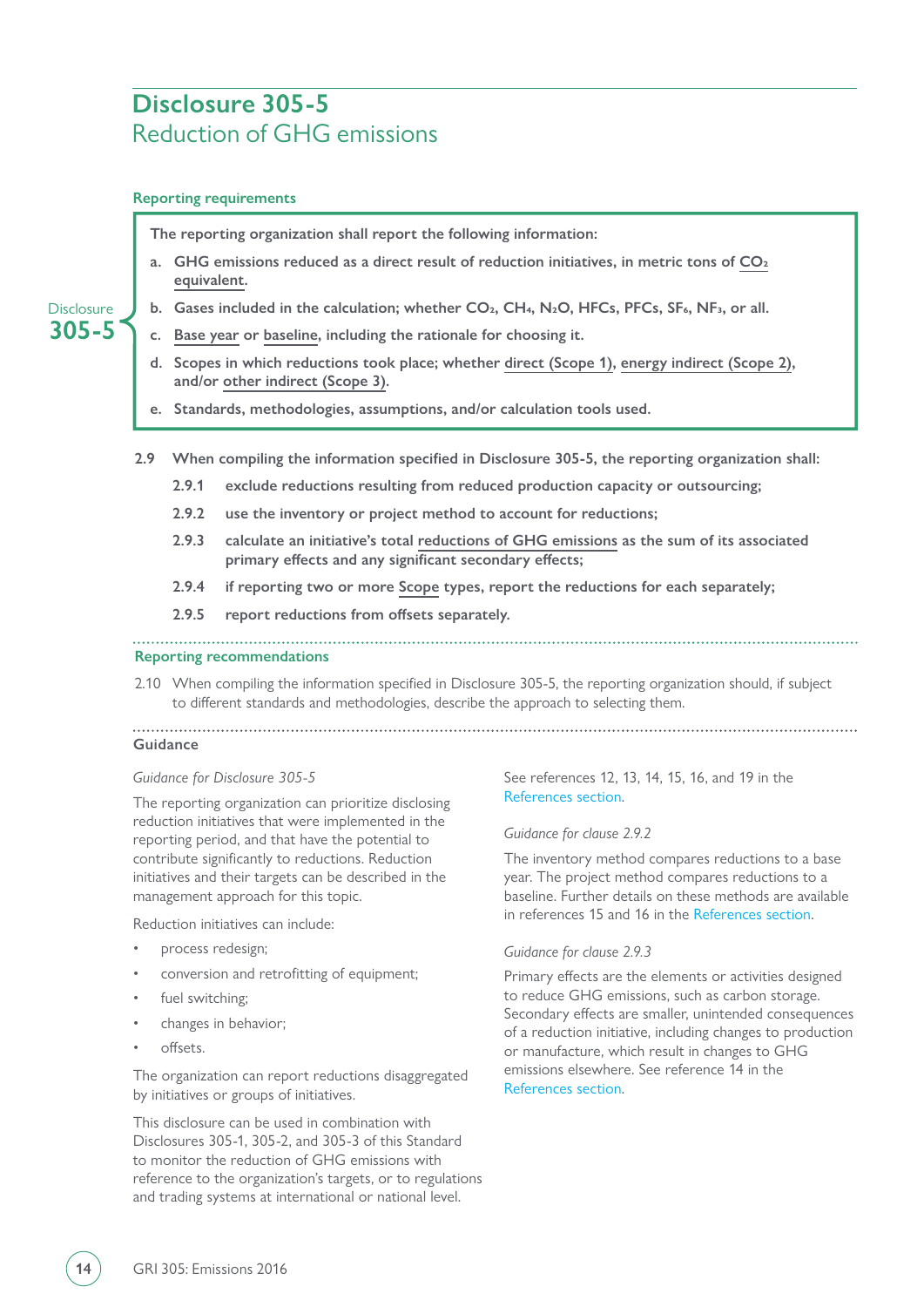## Disclosure 305-5
### Reduction of GHG emissions

**Reporting requirements**

Disclosure 305-5

**The reporting organization shall report the following information:**

a. **GHG emissions reduced as a direct result of reduction initiatives, in metric tons of $CO_2$ equivalent.**

b. **Gases included in the calculation; whether $CO_2$, $CH_4$, $N_2O$, HFCs, PFCs, $SF_6$, $NF_3$, or all.**

c. **Base year or baseline, including the rationale for choosing it.**

d. **Scopes in which reductions took place; whether direct (Scope 1), energy indirect (Scope 2), and/or other indirect (Scope 3).**

e. **Standards, methodologies, assumptions, and/or calculation tools used.**

**2.9 When compiling the information specified in Disclosure 305-5, the reporting organization shall:**

- **2.9.1 exclude reductions resulting from reduced production capacity or outsourcing;**
- **2.9.2 use the inventory or project method to account for reductions;**
- **2.9.3 calculate an initiative's total reductions of GHG emissions as the sum of its associated primary effects and any significant secondary effects;**
- **2.9.4 if reporting two or more Scope types, report the reductions for each separately;**
- **2.9.5 report reductions from offsets separately.**

**Reporting recommendations**

2.10 When compiling the information specified in Disclosure 305-5, the reporting organization should, if subject to different standards and methodologies, describe the approach to selecting them.

**Guidance**

*Guidance for Disclosure 305-5*

The reporting organization can prioritize disclosing reduction initiatives that were implemented in the reporting period, and that have the potential to contribute significantly to reductions. Reduction initiatives and their targets can be described in the management approach for this topic.

Reduction initiatives can include:

- process redesign;
- conversion and retrofitting of equipment;
- fuel switching;
- changes in behavior;
- offsets.

The organization can report reductions disaggregated by initiatives or groups of initiatives.

This disclosure can be used in combination with Disclosures 305-1, 305-2, and 305-3 of this Standard to monitor the reduction of GHG emissions with reference to the organization's targets, or to regulations and trading systems at international or national level.

See references 12, 13, 14, 15, 16, and 19 in the References section.

*Guidance for clause 2.9.2*

The inventory method compares reductions to a base year. The project method compares reductions to a baseline. Further details on these methods are available in references 15 and 16 in the References section.

*Guidance for clause 2.9.3*

Primary effects are the elements or activities designed to reduce GHG emissions, such as carbon storage. Secondary effects are smaller, unintended consequences of a reduction initiative, including changes to production or manufacture, which result in changes to GHG emissions elsewhere. See reference 14 in the References section.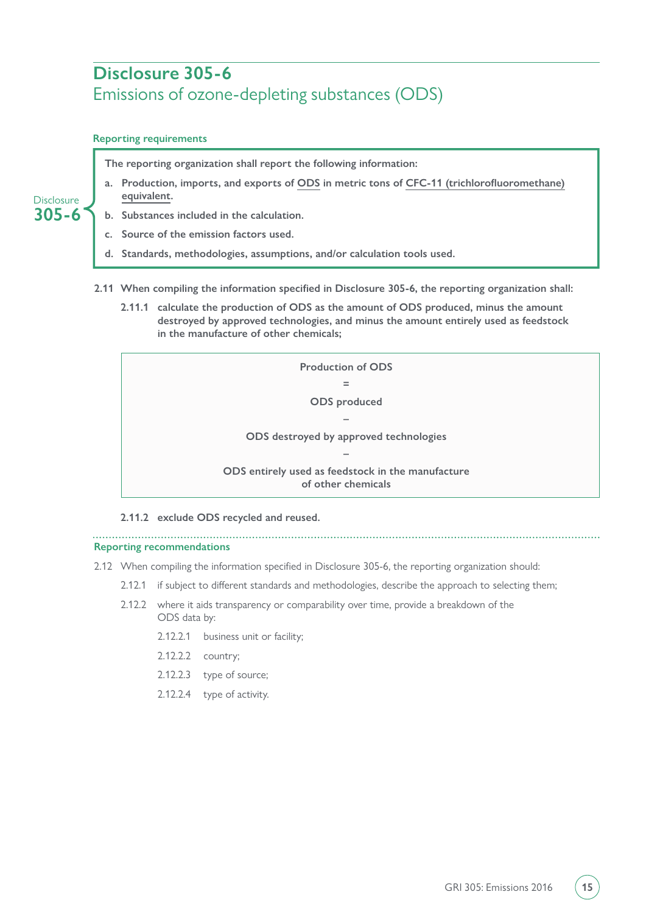## Disclosure 305-6

### Emissions of ozone-depleting substances (ODS)

**Reporting requirements**

Disclosure 305-6

**The reporting organization shall report the following information:**

**a. Production, imports, and exports of ODS in metric tons of CFC-11 (trichlorofluoromethane) equivalent.**

**b. Substances included in the calculation.**

**c. Source of the emission factors used.**

**d. Standards, methodologies, assumptions, and/or calculation tools used.**

**2.11 When compiling the information specified in Disclosure 305-6, the reporting organization shall:**

**2.11.1 calculate the production of ODS as the amount of ODS produced, minus the amount destroyed by approved technologies, and minus the amount entirely used as feedstock in the manufacture of other chemicals;**

**Production of ODS**

**=**

**ODS produced**

**–**

**ODS destroyed by approved technologies**

**–**

**ODS entirely used as feedstock in the manufacture of other chemicals**

**2.11.2 exclude ODS recycled and reused.**

**Reporting recommendations**

2.12 When compiling the information specified in Disclosure 305-6, the reporting organization should:

2.12.1 if subject to different standards and methodologies, describe the approach to selecting them;

2.12.2 where it aids transparency or comparability over time, provide a breakdown of the ODS data by:

2.12.2.1 business unit or facility;

2.12.2.2 country;

2.12.2.3 type of source;

2.12.2.4 type of activity.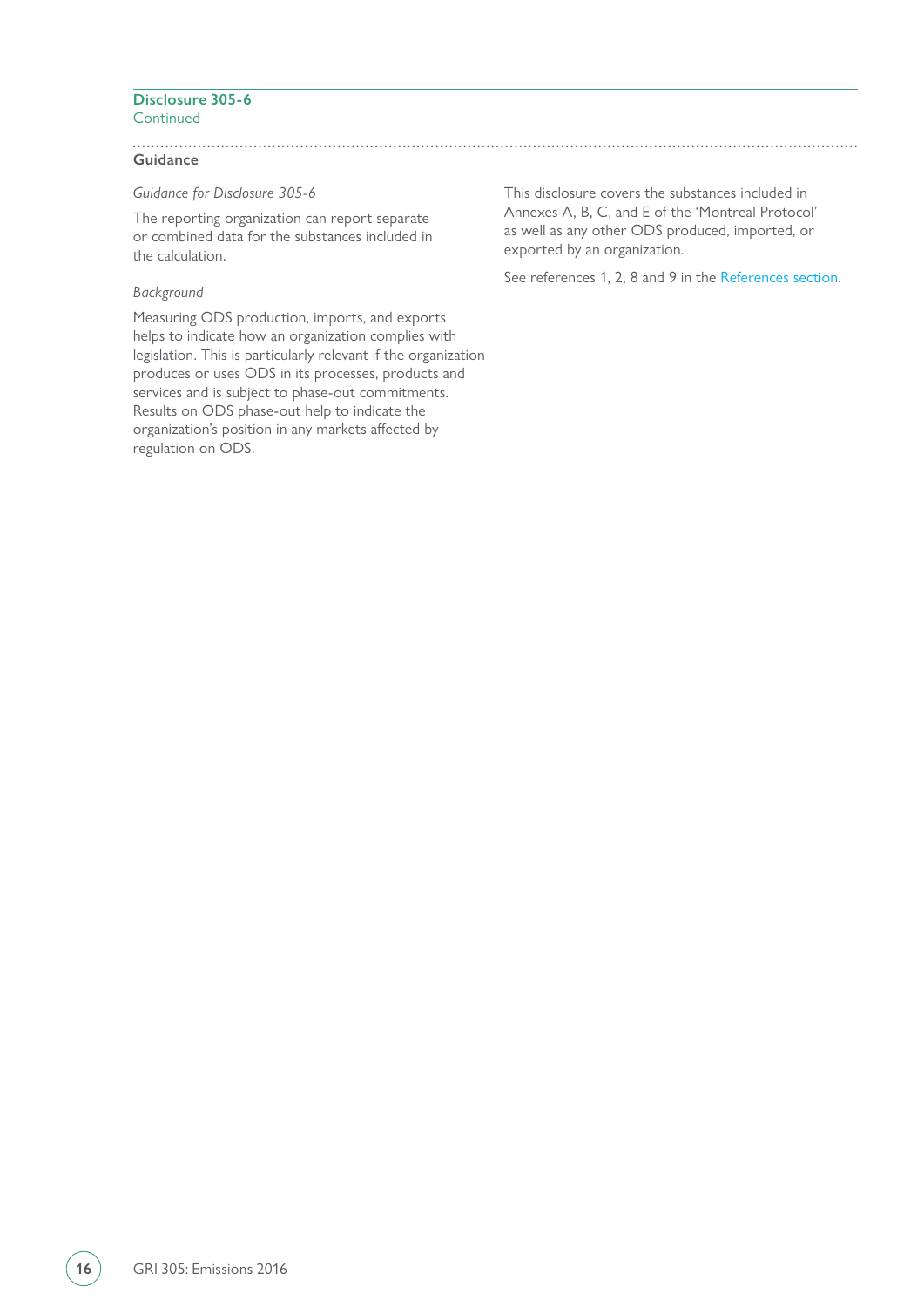## Disclosure 305-6
Continued

### Guidance

*Guidance for Disclosure 305-6*

The reporting organization can report separate or combined data for the substances included in the calculation.

*Background*

Measuring ODS production, imports, and exports helps to indicate how an organization complies with legislation. This is particularly relevant if the organization produces or uses ODS in its processes, products and services and is subject to phase-out commitments. Results on ODS phase-out help to indicate the organization's position in any markets affected by regulation on ODS.

This disclosure covers the substances included in Annexes A, B, C, and E of the 'Montreal Protocol' as well as any other ODS produced, imported, or exported by an organization.

See references 1, 2, 8 and 9 in the References section.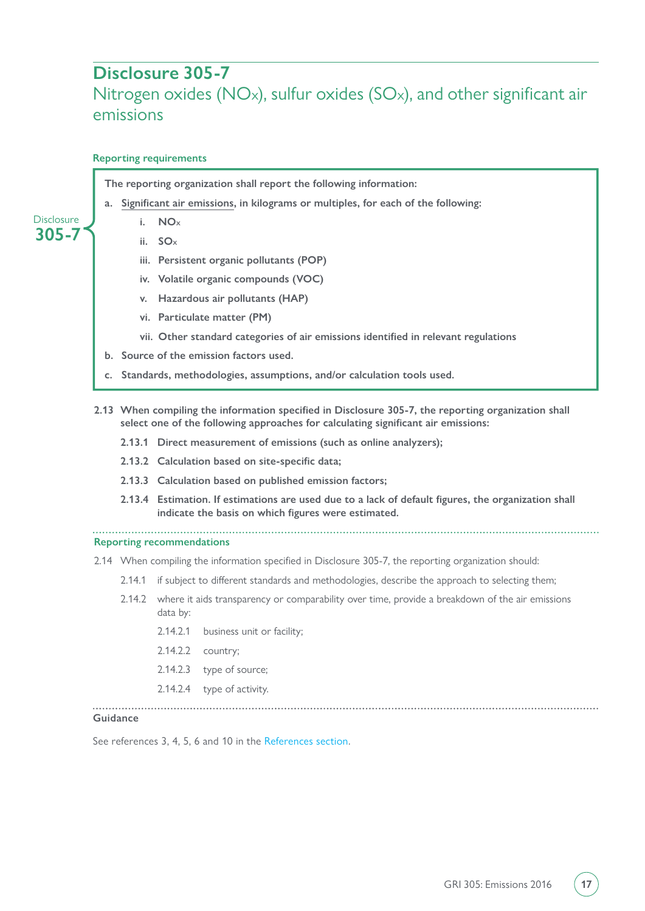# Disclosure 305-7

## Nitrogen oxides ($NO_x$), sulfur oxides ($SO_x$), and other significant air emissions

### Reporting requirements

**Disclosure 305-7**

**The reporting organization shall report the following information:**

**a. Significant air emissions, in kilograms or multiples, for each of the following:**

- **i. $NO_x$**
- **ii. $SO_x$**
- **iii. Persistent organic pollutants (POP)**
- **iv. Volatile organic compounds (VOC)**
- **v. Hazardous air pollutants (HAP)**
- **vi. Particulate matter (PM)**
- **vii. Other standard categories of air emissions identified in relevant regulations**

**b. Source of the emission factors used.**

**c. Standards, methodologies, assumptions, and/or calculation tools used.**

**2.13 When compiling the information specified in Disclosure 305-7, the reporting organization shall select one of the following approaches for calculating significant air emissions:**

- **2.13.1 Direct measurement of emissions (such as online analyzers);**
- **2.13.2 Calculation based on site-specific data;**
- **2.13.3 Calculation based on published emission factors;**
- **2.13.4 Estimation. If estimations are used due to a lack of default figures, the organization shall indicate the basis on which figures were estimated.**

### Reporting recommendations

2.14 When compiling the information specified in Disclosure 305-7, the reporting organization should:

- 2.14.1 if subject to different standards and methodologies, describe the approach to selecting them;
- 2.14.2 where it aids transparency or comparability over time, provide a breakdown of the air emissions data by:
  - 2.14.2.1 business unit or facility;
  - 2.14.2.2 country;
  - 2.14.2.3 type of source;
  - 2.14.2.4 type of activity.

### Guidance

See references 3, 4, 5, 6 and 10 in the References section.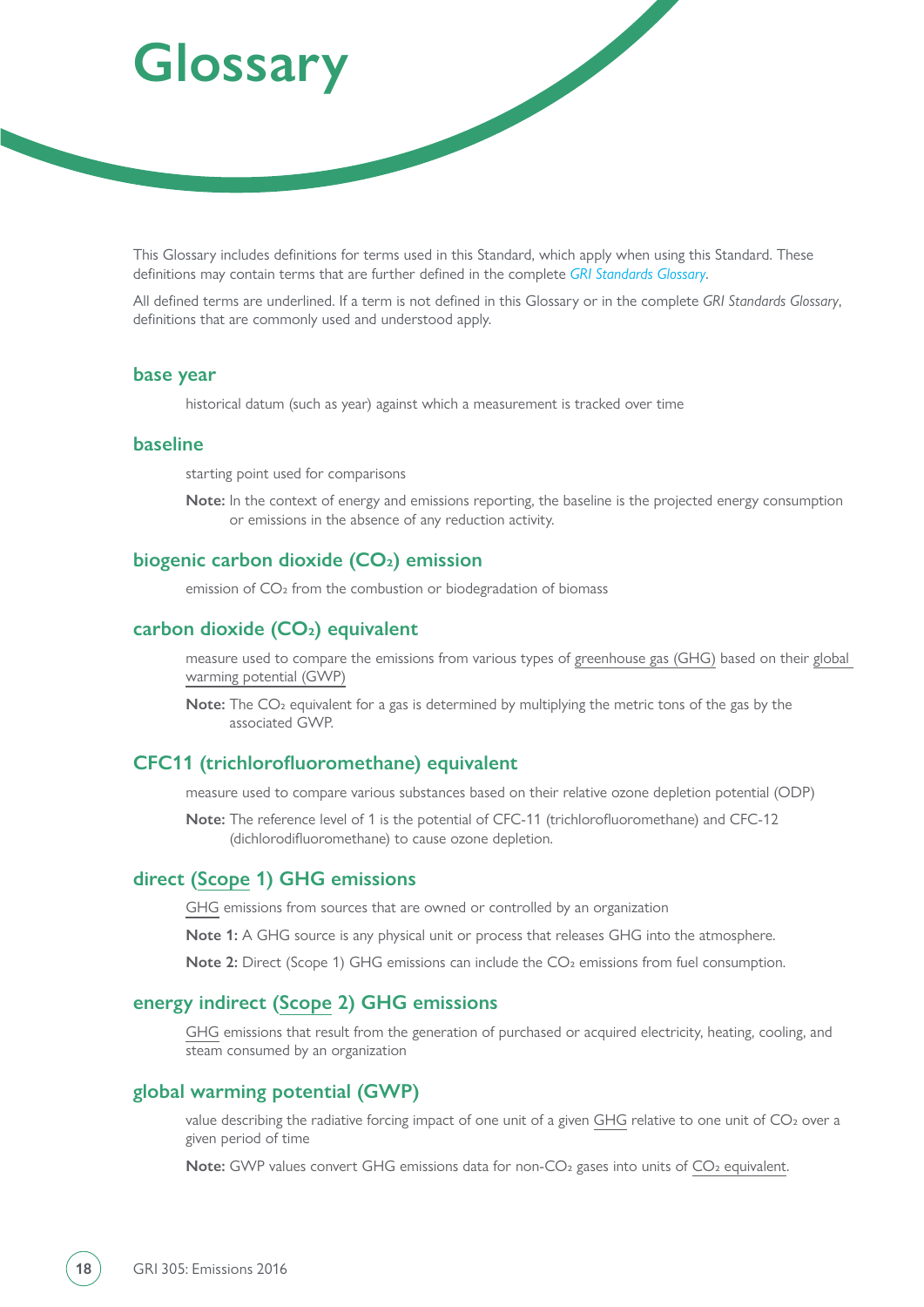# Glossary

This Glossary includes definitions for terms used in this Standard, which apply when using this Standard. These definitions may contain terms that are further defined in the complete *GRI Standards Glossary*.

All defined terms are underlined. If a term is not defined in this Glossary or in the complete *GRI Standards Glossary*, definitions that are commonly used and understood apply.

### base year

historical datum (such as year) against which a measurement is tracked over time

### baseline

starting point used for comparisons

**Note:** In the context of energy and emissions reporting, the baseline is the projected energy consumption or emissions in the absence of any reduction activity.

### biogenic carbon dioxide ($CO_2$) emission

emission of $CO_2$ from the combustion or biodegradation of biomass

### carbon dioxide ($CO_2$) equivalent

measure used to compare the emissions from various types of greenhouse gas (GHG) based on their global warming potential (GWP)

**Note:** The $CO_2$ equivalent for a gas is determined by multiplying the metric tons of the gas by the associated GWP.

### CFC11 (trichlorofluoromethane) equivalent

measure used to compare various substances based on their relative ozone depletion potential (ODP)

**Note:** The reference level of 1 is the potential of CFC-11 (trichlorofluoromethane) and CFC-12 (dichlorodifluoromethane) to cause ozone depletion.

### direct (Scope 1) GHG emissions

GHG emissions from sources that are owned or controlled by an organization

**Note 1:** A GHG source is any physical unit or process that releases GHG into the atmosphere.

**Note 2:** Direct (Scope 1) GHG emissions can include the $CO_2$ emissions from fuel consumption.

### energy indirect (Scope 2) GHG emissions

GHG emissions that result from the generation of purchased or acquired electricity, heating, cooling, and steam consumed by an organization

### global warming potential (GWP)

value describing the radiative forcing impact of one unit of a given GHG relative to one unit of $CO_2$ over a given period of time

**Note:** GWP values convert GHG emissions data for non-$CO_2$ gases into units of $CO_2$ equivalent.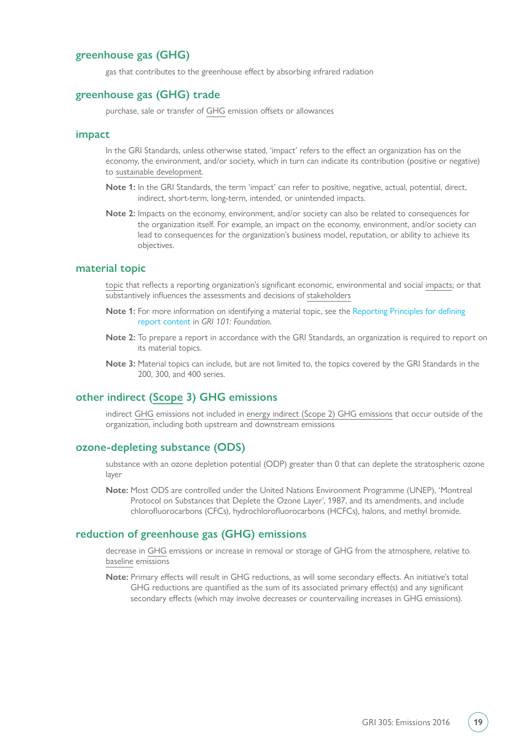### greenhouse gas (GHG)

gas that contributes to the greenhouse effect by absorbing infrared radiation

### greenhouse gas (GHG) trade

purchase, sale or transfer of GHG emission offsets or allowances

### impact

In the GRI Standards, unless otherwise stated, 'impact' refers to the effect an organization has on the economy, the environment, and/or society, which in turn can indicate its contribution (positive or negative) to sustainable development.

**Note 1:** In the GRI Standards, the term 'impact' can refer to positive, negative, actual, potential, direct, indirect, short-term, long-term, intended, or unintended impacts.

**Note 2:** Impacts on the economy, environment, and/or society can also be related to consequences for the organization itself. For example, an impact on the economy, environment, and/or society can lead to consequences for the organization's business model, reputation, or ability to achieve its objectives.

### material topic

topic that reflects a reporting organization's significant economic, environmental and social impacts; or that substantively influences the assessments and decisions of stakeholders

**Note 1:** For more information on identifying a material topic, see the Reporting Principles for defining report content in *GRI 101: Foundation*.

**Note 2:** To prepare a report in accordance with the GRI Standards, an organization is required to report on its material topics.

**Note 3:** Material topics can include, but are not limited to, the topics covered by the GRI Standards in the 200, 300, and 400 series.

### other indirect (Scope 3) GHG emissions

indirect GHG emissions not included in energy indirect (Scope 2) GHG emissions that occur outside of the organization, including both upstream and downstream emissions

### ozone-depleting substance (ODS)

substance with an ozone depletion potential (ODP) greater than 0 that can deplete the stratospheric ozone layer

**Note:** Most ODS are controlled under the United Nations Environment Programme (UNEP), 'Montreal Protocol on Substances that Deplete the Ozone Layer', 1987, and its amendments, and include chlorofluorocarbons (CFCs), hydrochlorofluorocarbons (HCFCs), halons, and methyl bromide.

### reduction of greenhouse gas (GHG) emissions

decrease in GHG emissions or increase in removal or storage of GHG from the atmosphere, relative to baseline emissions

**Note:** Primary effects will result in GHG reductions, as will some secondary effects. An initiative's total GHG reductions are quantified as the sum of its associated primary effect(s) and any significant secondary effects (which may involve decreases or countervailing increases in GHG emissions).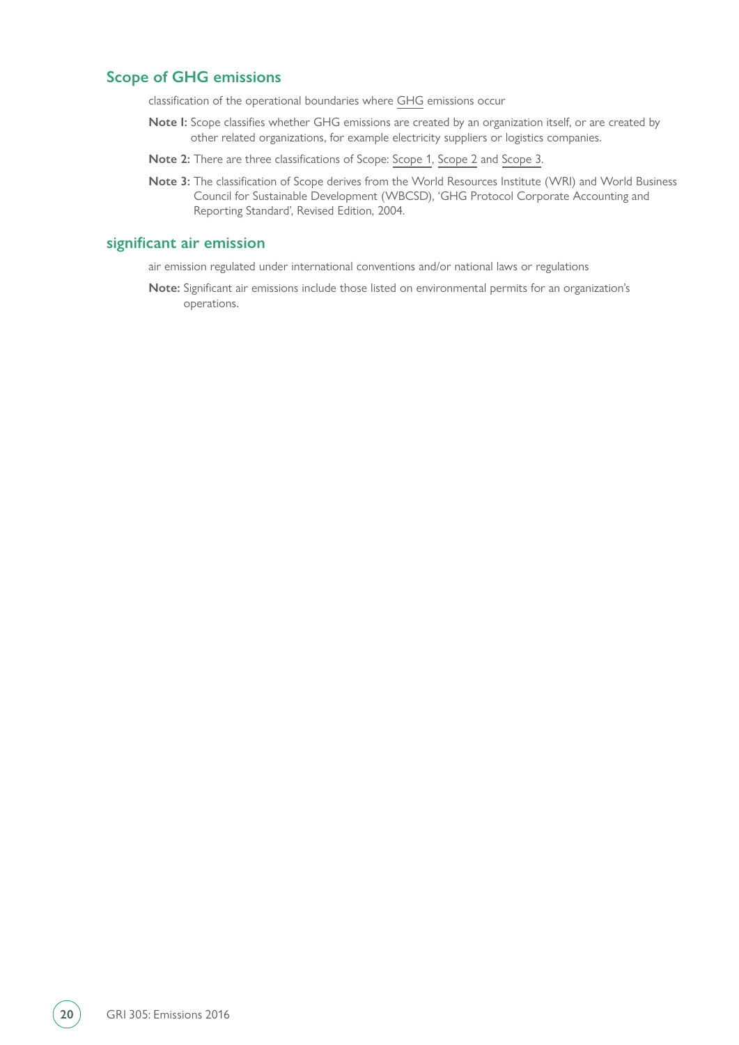### Scope of GHG emissions

classification of the operational boundaries where GHG emissions occur

**Note 1:** Scope classifies whether GHG emissions are created by an organization itself, or are created by other related organizations, for example electricity suppliers or logistics companies.

**Note 2:** There are three classifications of Scope: Scope 1, Scope 2 and Scope 3.

**Note 3:** The classification of Scope derives from the World Resources Institute (WRI) and World Business Council for Sustainable Development (WBCSD), 'GHG Protocol Corporate Accounting and Reporting Standard', Revised Edition, 2004.

### significant air emission

air emission regulated under international conventions and/or national laws or regulations

**Note:** Significant air emissions include those listed on environmental permits for an organization's operations.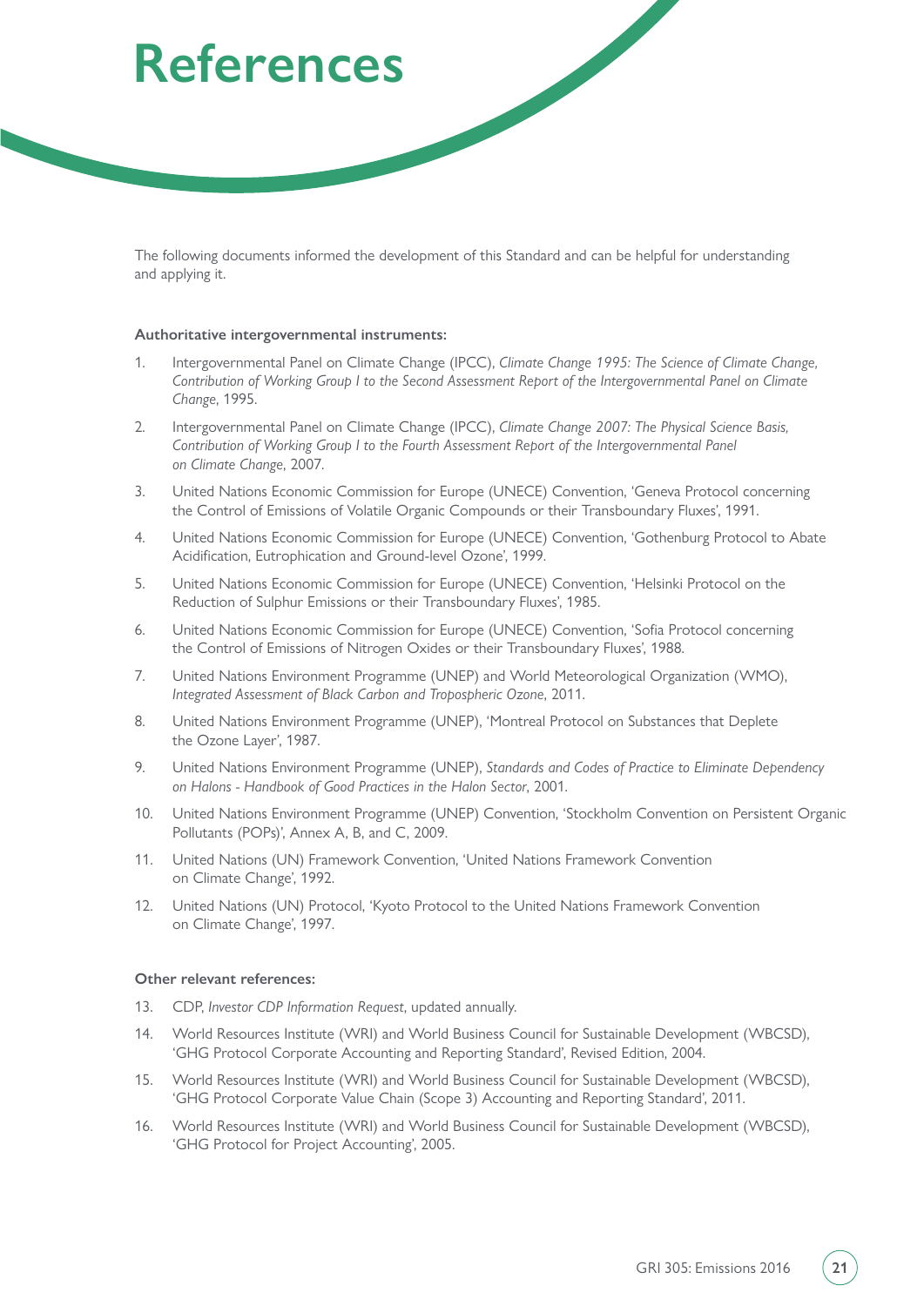# References

The following documents informed the development of this Standard and can be helpful for understanding and applying it.

**Authoritative intergovernmental instruments:**

1. Intergovernmental Panel on Climate Change (IPCC), *Climate Change 1995: The Science of Climate Change, Contribution of Working Group I to the Second Assessment Report of the Intergovernmental Panel on Climate Change*, 1995.
2. Intergovernmental Panel on Climate Change (IPCC), *Climate Change 2007: The Physical Science Basis, Contribution of Working Group I to the Fourth Assessment Report of the Intergovernmental Panel on Climate Change*, 2007.
3. United Nations Economic Commission for Europe (UNECE) Convention, 'Geneva Protocol concerning the Control of Emissions of Volatile Organic Compounds or their Transboundary Fluxes', 1991.
4. United Nations Economic Commission for Europe (UNECE) Convention, 'Gothenburg Protocol to Abate Acidification, Eutrophication and Ground-level Ozone', 1999.
5. United Nations Economic Commission for Europe (UNECE) Convention, 'Helsinki Protocol on the Reduction of Sulphur Emissions or their Transboundary Fluxes', 1985.
6. United Nations Economic Commission for Europe (UNECE) Convention, 'Sofia Protocol concerning the Control of Emissions of Nitrogen Oxides or their Transboundary Fluxes', 1988.
7. United Nations Environment Programme (UNEP) and World Meteorological Organization (WMO), *Integrated Assessment of Black Carbon and Tropospheric Ozone*, 2011.
8. United Nations Environment Programme (UNEP), 'Montreal Protocol on Substances that Deplete the Ozone Layer', 1987.
9. United Nations Environment Programme (UNEP), *Standards and Codes of Practice to Eliminate Dependency on Halons - Handbook of Good Practices in the Halon Sector*, 2001.
10. United Nations Environment Programme (UNEP) Convention, 'Stockholm Convention on Persistent Organic Pollutants (POPs)', Annex A, B, and C, 2009.
11. United Nations (UN) Framework Convention, 'United Nations Framework Convention on Climate Change', 1992.
12. United Nations (UN) Protocol, 'Kyoto Protocol to the United Nations Framework Convention on Climate Change', 1997.

**Other relevant references:**

13. CDP, *Investor CDP Information Request*, updated annually.
14. World Resources Institute (WRI) and World Business Council for Sustainable Development (WBCSD), 'GHG Protocol Corporate Accounting and Reporting Standard', Revised Edition, 2004.
15. World Resources Institute (WRI) and World Business Council for Sustainable Development (WBCSD), 'GHG Protocol Corporate Value Chain (Scope 3) Accounting and Reporting Standard', 2011.
16. World Resources Institute (WRI) and World Business Council for Sustainable Development (WBCSD), 'GHG Protocol for Project Accounting', 2005.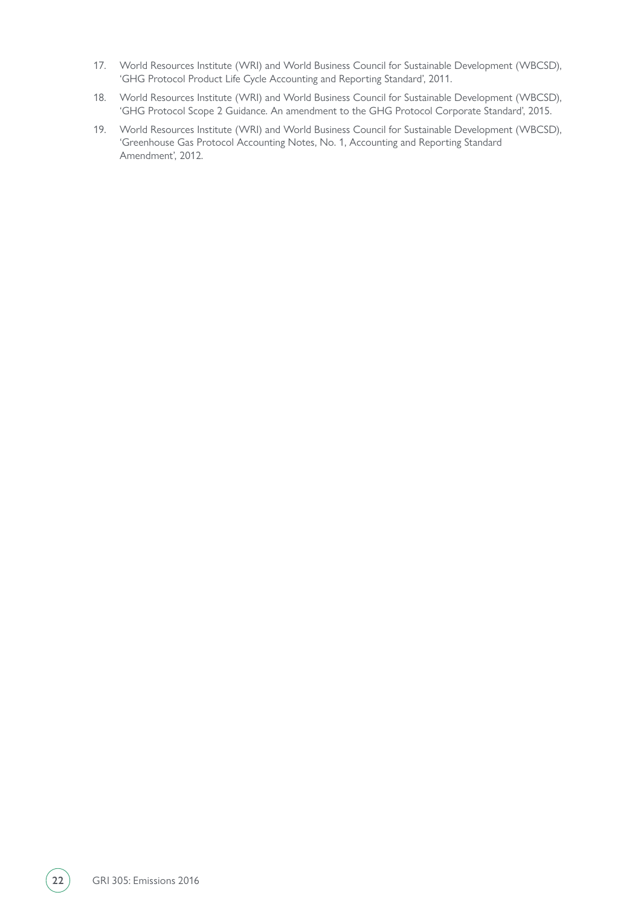17. World Resources Institute (WRI) and World Business Council for Sustainable Development (WBCSD), 'GHG Protocol Product Life Cycle Accounting and Reporting Standard', 2011.
18. World Resources Institute (WRI) and World Business Council for Sustainable Development (WBCSD), 'GHG Protocol Scope 2 Guidance. An amendment to the GHG Protocol Corporate Standard', 2015.
19. World Resources Institute (WRI) and World Business Council for Sustainable Development (WBCSD), 'Greenhouse Gas Protocol Accounting Notes, No. 1, Accounting and Reporting Standard Amendment', 2012.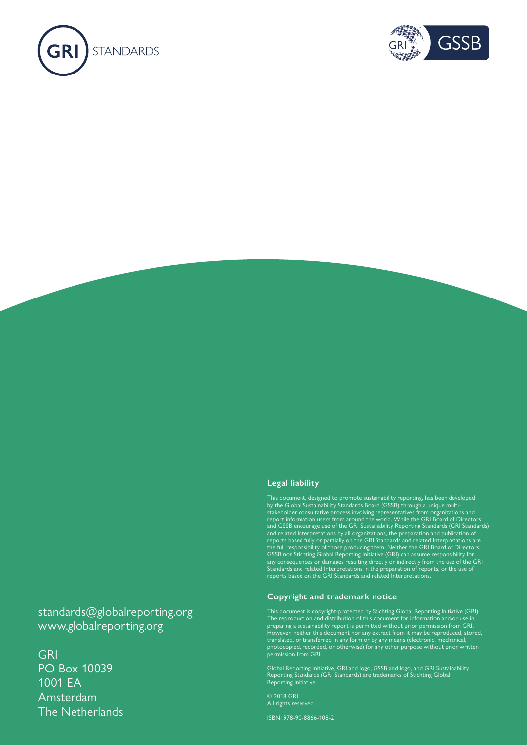GRI STANDARDS

GRI GSSB

## Legal liability

This document, designed to promote sustainability reporting, has been developed by the Global Sustainability Standards Board (GSSB) through a unique multi-stakeholder consultative process involving representatives from organizations and report information users from around the world. While the GRI Board of Directors and GSSB encourage use of the GRI Sustainability Reporting Standards (GRI Standards) and related Interpretations by all organizations, the preparation and publication of reports based fully or partially on the GRI Standards and related Interpretations are the full responsibility of those producing them. Neither the GRI Board of Directors, GSSB nor Stichting Global Reporting Initiative (GRI) can assume responsibility for any consequences or damages resulting directly or indirectly from the use of the GRI Standards and related Interpretations in the preparation of reports, or the use of reports based on the GRI Standards and related Interpretations.

## Copyright and trademark notice

This document is copyright-protected by Stichting Global Reporting Initiative (GRI). The reproduction and distribution of this document for information and/or use in preparing a sustainability report is permitted without prior permission from GRI. However, neither this document nor any extract from it may be reproduced, stored, translated, or transferred in any form or by any means (electronic, mechanical, photocopied, recorded, or otherwise) for any other purpose without prior written permission from GRI.

Global Reporting Initiative, GRI and logo, GSSB and logo, and GRI Sustainability Reporting Standards (GRI Standards) are trademarks of Stichting Global Reporting Initiative.

© 2018 GRI
All rights reserved.

ISBN: 978-90-8866-108-2

standards@globalreporting.org
www.globalreporting.org

GRI
PO Box 10039
1001 EA
Amsterdam
The Netherlands